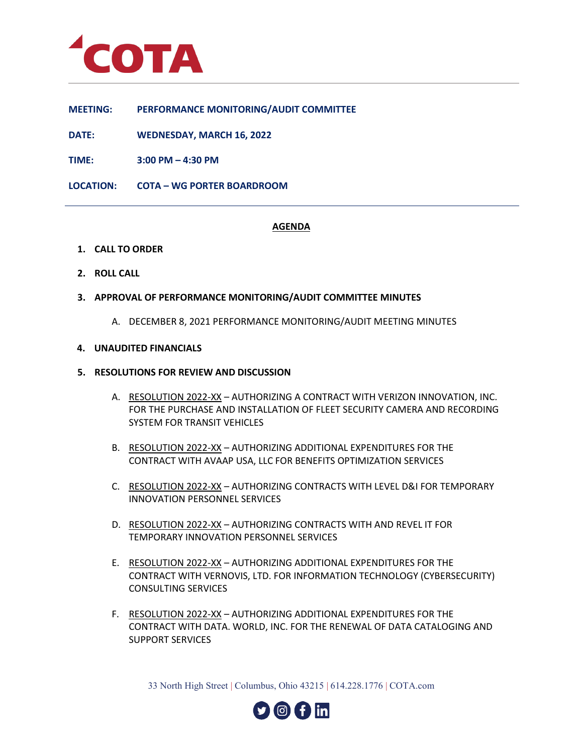# COTA

**MEETING:** PERFORMANCE MONITORING/AUDIT COMMITTEE

**DATE:** WEDNESDAY, MARCH 16, 2022

**TIME:** 3:00 PM – 4:30 PM

**LOCATION:** COTA – WG PORTER BOARDROOM

---

## AGENDA

1. **CALL TO ORDER**

2. **ROLL CALL**

3. **APPROVAL OF PERFORMANCE MONITORING/AUDIT COMMITTEE MINUTES**

   A. DECEMBER 8, 2021 PERFORMANCE MONITORING/AUDIT MEETING MINUTES

4. **UNAUDITED FINANCIALS**

5. **RESOLUTIONS FOR REVIEW AND DISCUSSION**

   A. RESOLUTION 2022-XX – AUTHORIZING A CONTRACT WITH VERIZON INNOVATION, INC. FOR THE PURCHASE AND INSTALLATION OF FLEET SECURITY CAMERA AND RECORDING SYSTEM FOR TRANSIT VEHICLES

   B. RESOLUTION 2022-XX – AUTHORIZING ADDITIONAL EXPENDITURES FOR THE CONTRACT WITH AVAAP USA, LLC FOR BENEFITS OPTIMIZATION SERVICES

   C. RESOLUTION 2022-XX – AUTHORIZING CONTRACTS WITH LEVEL D&I FOR TEMPORARY INNOVATION PERSONNEL SERVICES

   D. RESOLUTION 2022-XX – AUTHORIZING CONTRACTS WITH AND REVEL IT FOR TEMPORARY INNOVATION PERSONNEL SERVICES

   E. RESOLUTION 2022-XX – AUTHORIZING ADDITIONAL EXPENDITURES FOR THE CONTRACT WITH VERNOVIS, LTD. FOR INFORMATION TECHNOLOGY (CYBERSECURITY) CONSULTING SERVICES

   F. RESOLUTION 2022-XX – AUTHORIZING ADDITIONAL EXPENDITURES FOR THE CONTRACT WITH DATA. WORLD, INC. FOR THE RENEWAL OF DATA CATALOGING AND SUPPORT SERVICES

33 North High Street | Columbus, Ohio 43215 | 614.228.1776 | COTA.com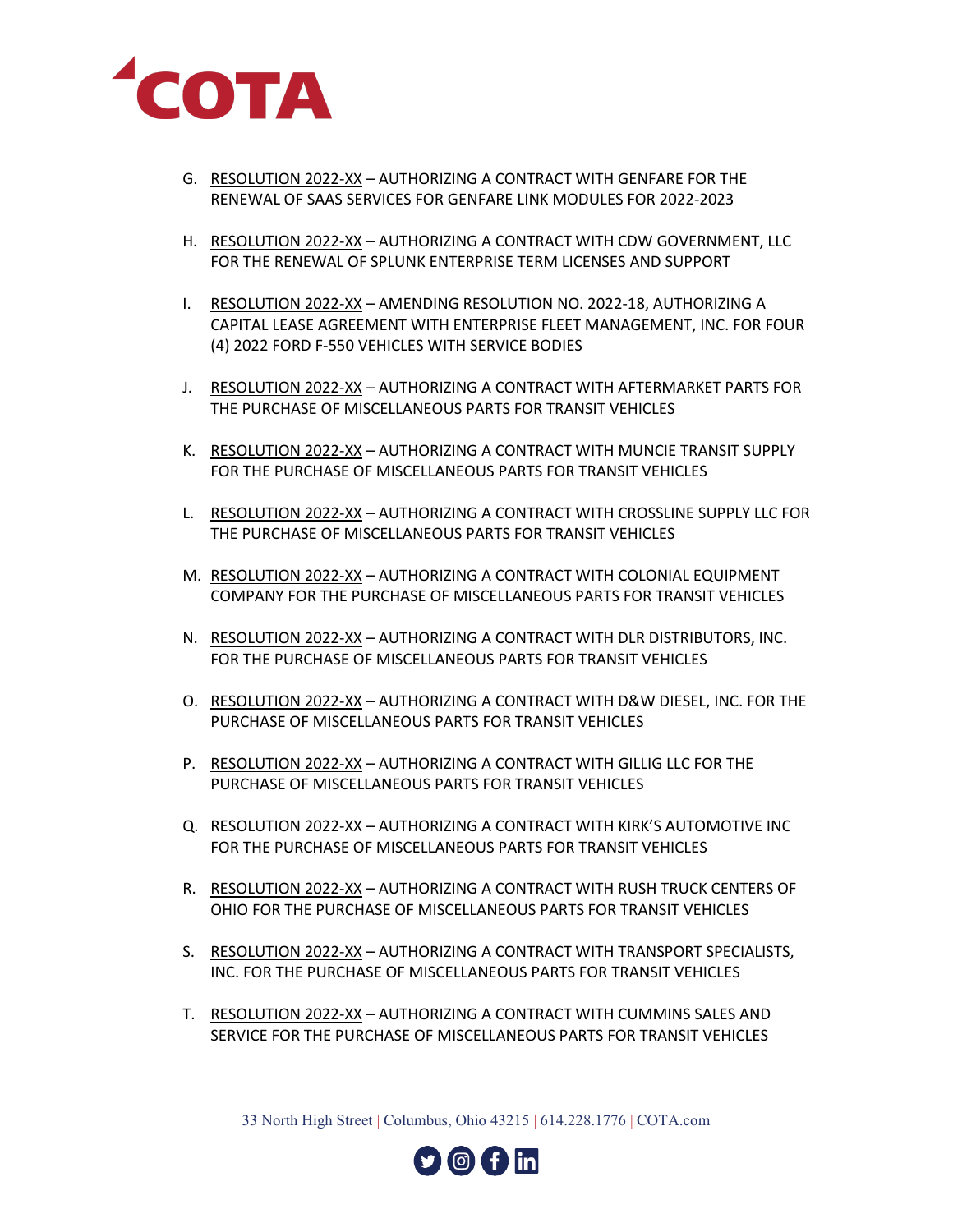G. <u>RESOLUTION 2022-XX</u> – AUTHORIZING A CONTRACT WITH GENFARE FOR THE RENEWAL OF SAAS SERVICES FOR GENFARE LINK MODULES FOR 2022-2023

H. <u>RESOLUTION 2022-XX</u> – AUTHORIZING A CONTRACT WITH CDW GOVERNMENT, LLC FOR THE RENEWAL OF SPLUNK ENTERPRISE TERM LICENSES AND SUPPORT

I. <u>RESOLUTION 2022-XX</u> – AMENDING RESOLUTION NO. 2022-18, AUTHORIZING A CAPITAL LEASE AGREEMENT WITH ENTERPRISE FLEET MANAGEMENT, INC. FOR FOUR (4) 2022 FORD F-550 VEHICLES WITH SERVICE BODIES

J. <u>RESOLUTION 2022-XX</u> – AUTHORIZING A CONTRACT WITH AFTERMARKET PARTS FOR THE PURCHASE OF MISCELLANEOUS PARTS FOR TRANSIT VEHICLES

K. <u>RESOLUTION 2022-XX</u> – AUTHORIZING A CONTRACT WITH MUNCIE TRANSIT SUPPLY FOR THE PURCHASE OF MISCELLANEOUS PARTS FOR TRANSIT VEHICLES

L. <u>RESOLUTION 2022-XX</u> – AUTHORIZING A CONTRACT WITH CROSSLINE SUPPLY LLC FOR THE PURCHASE OF MISCELLANEOUS PARTS FOR TRANSIT VEHICLES

M. <u>RESOLUTION 2022-XX</u> – AUTHORIZING A CONTRACT WITH COLONIAL EQUIPMENT COMPANY FOR THE PURCHASE OF MISCELLANEOUS PARTS FOR TRANSIT VEHICLES

N. <u>RESOLUTION 2022-XX</u> – AUTHORIZING A CONTRACT WITH DLR DISTRIBUTORS, INC. FOR THE PURCHASE OF MISCELLANEOUS PARTS FOR TRANSIT VEHICLES

O. <u>RESOLUTION 2022-XX</u> – AUTHORIZING A CONTRACT WITH D&W DIESEL, INC. FOR THE PURCHASE OF MISCELLANEOUS PARTS FOR TRANSIT VEHICLES

P. <u>RESOLUTION 2022-XX</u> – AUTHORIZING A CONTRACT WITH GILLIG LLC FOR THE PURCHASE OF MISCELLANEOUS PARTS FOR TRANSIT VEHICLES

Q. <u>RESOLUTION 2022-XX</u> – AUTHORIZING A CONTRACT WITH KIRK'S AUTOMOTIVE INC FOR THE PURCHASE OF MISCELLANEOUS PARTS FOR TRANSIT VEHICLES

R. <u>RESOLUTION 2022-XX</u> – AUTHORIZING A CONTRACT WITH RUSH TRUCK CENTERS OF OHIO FOR THE PURCHASE OF MISCELLANEOUS PARTS FOR TRANSIT VEHICLES

S. <u>RESOLUTION 2022-XX</u> – AUTHORIZING A CONTRACT WITH TRANSPORT SPECIALISTS, INC. FOR THE PURCHASE OF MISCELLANEOUS PARTS FOR TRANSIT VEHICLES

T. <u>RESOLUTION 2022-XX</u> – AUTHORIZING A CONTRACT WITH CUMMINS SALES AND SERVICE FOR THE PURCHASE OF MISCELLANEOUS PARTS FOR TRANSIT VEHICLES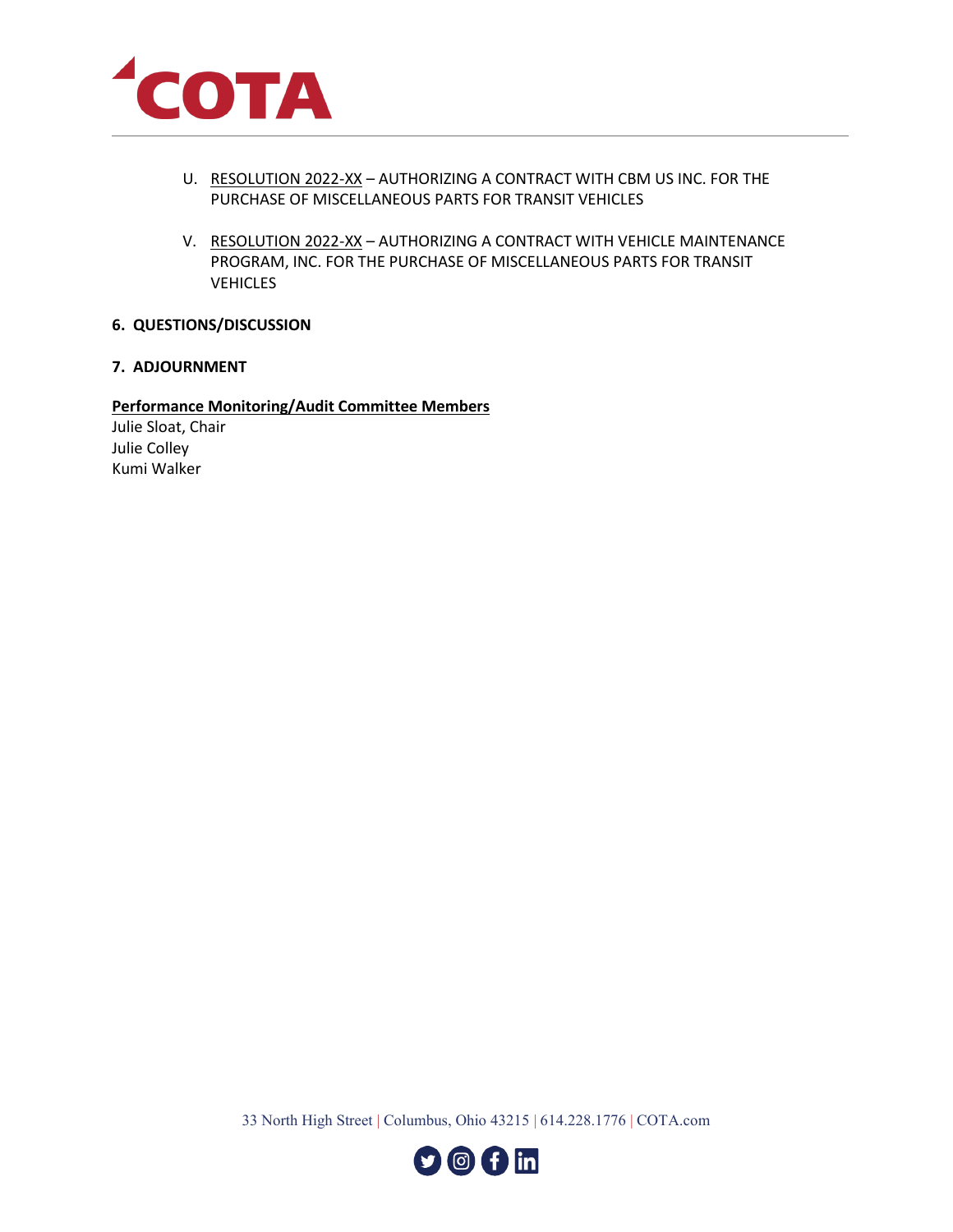U. <u>RESOLUTION 2022-XX</u> – AUTHORIZING A CONTRACT WITH CBM US INC. FOR THE PURCHASE OF MISCELLANEOUS PARTS FOR TRANSIT VEHICLES

V. <u>RESOLUTION 2022-XX</u> – AUTHORIZING A CONTRACT WITH VEHICLE MAINTENANCE PROGRAM, INC. FOR THE PURCHASE OF MISCELLANEOUS PARTS FOR TRANSIT VEHICLES

**6. QUESTIONS/DISCUSSION**

**7. ADJOURNMENT**

**<u>Performance Monitoring/Audit Committee Members</u>**
Julie Sloat, Chair
Julie Colley
Kumi Walker